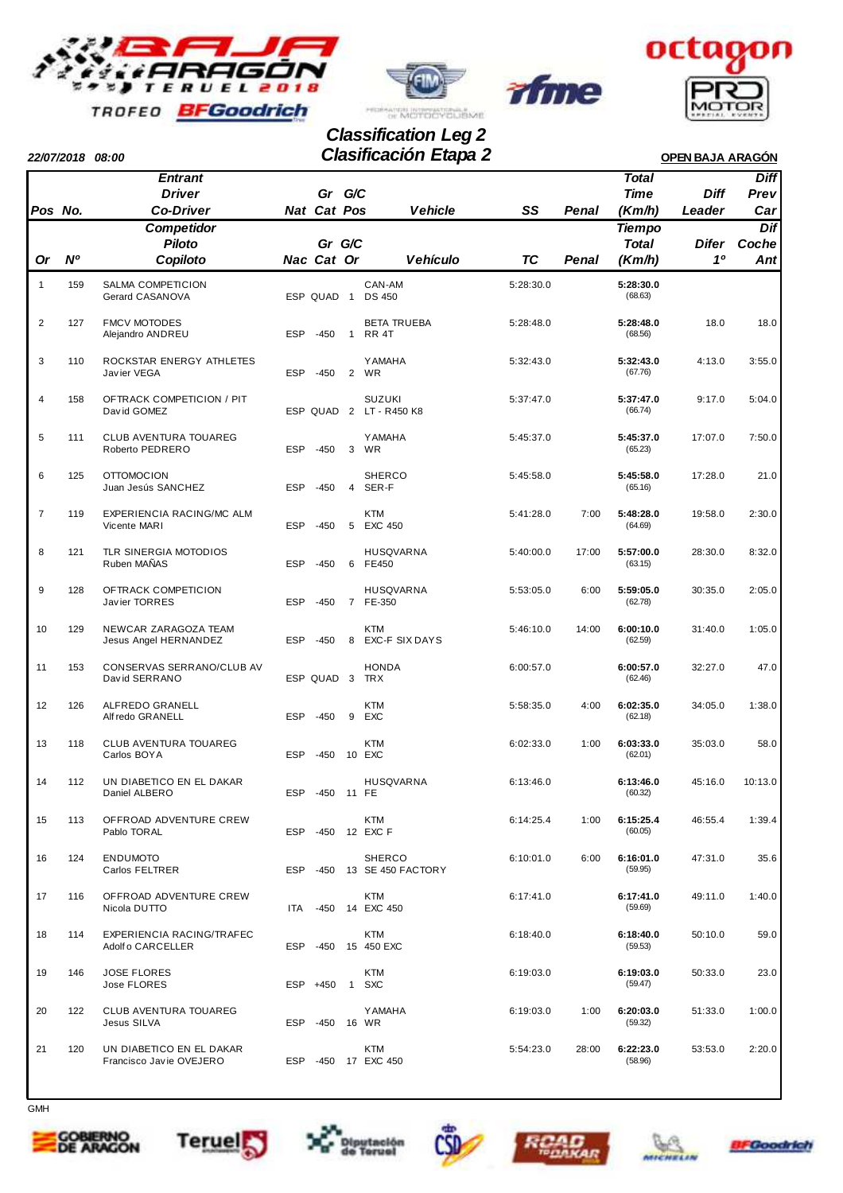# Classification Leg 2
# Clasificación Etapa 2

**22/07/2018 08:00**

**OPEN BAJA ARAGÓN**

| Pos / Or | No. / Nº | Entrant / Competidor — Driver / Piloto — Co-Driver / Copiloto | Nat / Nac | Gr Cat / Gr Cat | G/C Pos / G/C Or | Vehicle / Vehículo | SS / TC | Penal | Total Time (Km/h) / Tiempo Total (Km/h) | Diff Leader / Difer 1º | Diff Prev Car / Dif Coche Ant |
|---|---|---|---|---|---|---|---|---|---|---|---|
| 1 | 159 | SALMA COMPETICION<br>Gerard CASANOVA | ESP | QUAD | 1 | CAN-AM<br>DS 450 | 5:28:30.0 | | **5:28:30.0**<br>(68.63) | | |
| 2 | 127 | FMCV MOTODES<br>Alejandro ANDREU | ESP | -450 | 1 | BETA TRUEBA<br>RR 4T | 5:28:48.0 | | **5:28:48.0**<br>(68.56) | 18.0 | 18.0 |
| 3 | 110 | ROCKSTAR ENERGY ATHLETES<br>Javier VEGA | ESP | -450 | 2 | YAMAHA<br>WR | 5:32:43.0 | | **5:32:43.0**<br>(67.76) | 4:13.0 | 3:55.0 |
| 4 | 158 | OFTRACK COMPETICION / PIT<br>David GOMEZ | ESP | QUAD | 2 | SUZUKI<br>LT - R450 K8 | 5:37:47.0 | | **5:37:47.0**<br>(66.74) | 9:17.0 | 5:04.0 |
| 5 | 111 | CLUB AVENTURA TOUAREG<br>Roberto PEDRERO | ESP | -450 | 3 | YAMAHA<br>WR | 5:45:37.0 | | **5:45:37.0**<br>(65.23) | 17:07.0 | 7:50.0 |
| 6 | 125 | OTTOMOCION<br>Juan Jesús SANCHEZ | ESP | -450 | 4 | SHERCO<br>SER-F | 5:45:58.0 | | **5:45:58.0**<br>(65.16) | 17:28.0 | 21.0 |
| 7 | 119 | EXPERIENCIA RACING/MC ALM<br>Vicente MARI | ESP | -450 | 5 | KTM<br>EXC 450 | 5:41:28.0 | 7:00 | **5:48:28.0**<br>(64.69) | 19:58.0 | 2:30.0 |
| 8 | 121 | TLR SINERGIA MOTODIOS<br>Ruben MAÑAS | ESP | -450 | 6 | HUSQVARNA<br>FE450 | 5:40:00.0 | 17:00 | **5:57:00.0**<br>(63.15) | 28:30.0 | 8:32.0 |
| 9 | 128 | OFTRACK COMPETICION<br>Javier TORRES | ESP | -450 | 7 | HUSQVARNA<br>FE-350 | 5:53:05.0 | 6:00 | **5:59:05.0**<br>(62.78) | 30:35.0 | 2:05.0 |
| 10 | 129 | NEWCAR ZARAGOZA TEAM<br>Jesus Angel HERNANDEZ | ESP | -450 | 8 | KTM<br>EXC-F SIX DAYS | 5:46:10.0 | 14:00 | **6:00:10.0**<br>(62.59) | 31:40.0 | 1:05.0 |
| 11 | 153 | CONSERVAS SERRANO/CLUB AV<br>David SERRANO | ESP | QUAD | 3 | HONDA<br>TRX | 6:00:57.0 | | **6:00:57.0**<br>(62.46) | 32:27.0 | 47.0 |
| 12 | 126 | ALFREDO GRANELL<br>Alfredo GRANELL | ESP | -450 | 9 | KTM<br>EXC | 5:58:35.0 | 4:00 | **6:02:35.0**<br>(62.18) | 34:05.0 | 1:38.0 |
| 13 | 118 | CLUB AVENTURA TOUAREG<br>Carlos BOYA | ESP | -450 | 10 | KTM<br>EXC | 6:02:33.0 | 1:00 | **6:03:33.0**<br>(62.01) | 35:03.0 | 58.0 |
| 14 | 112 | UN DIABETICO EN EL DAKAR<br>Daniel ALBERO | ESP | -450 | 11 | HUSQVARNA<br>FE | 6:13:46.0 | | **6:13:46.0**<br>(60.32) | 45:16.0 | 10:13.0 |
| 15 | 113 | OFFROAD ADVENTURE CREW<br>Pablo TORAL | ESP | -450 | 12 | KTM<br>EXC F | 6:14:25.4 | 1:00 | **6:15:25.4**<br>(60.05) | 46:55.4 | 1:39.4 |
| 16 | 124 | ENDUMOTO<br>Carlos FELTRER | ESP | -450 | 13 | SHERCO<br>SE 450 FACTORY | 6:10:01.0 | 6:00 | **6:16:01.0**<br>(59.95) | 47:31.0 | 35.6 |
| 17 | 116 | OFFROAD ADVENTURE CREW<br>Nicola DUTTO | ITA | -450 | 14 | KTM<br>EXC 450 | 6:17:41.0 | | **6:17:41.0**<br>(59.69) | 49:11.0 | 1:40.0 |
| 18 | 114 | EXPERIENCIA RACING/TRAFEC<br>Adolfo CARCELLER | ESP | -450 | 15 | KTM<br>450 EXC | 6:18:40.0 | | **6:18:40.0**<br>(59.53) | 50:10.0 | 59.0 |
| 19 | 146 | JOSE FLORES<br>Jose FLORES | ESP | +450 | 1 | KTM<br>SXC | 6:19:03.0 | | **6:19:03.0**<br>(59.47) | 50:33.0 | 23.0 |
| 20 | 122 | CLUB AVENTURA TOUAREG<br>Jesus SILVA | ESP | -450 | 16 | YAMAHA<br>WR | 6:19:03.0 | 1:00 | **6:20:03.0**<br>(59.32) | 51:33.0 | 1:00.0 |
| 21 | 120 | UN DIABETICO EN EL DAKAR<br>Francisco Javie OVEJERO | ESP | -450 | 17 | KTM<br>EXC 450 | 5:54:23.0 | 28:00 | **6:22:23.0**<br>(58.96) | 53:53.0 | 2:20.0 |

GMH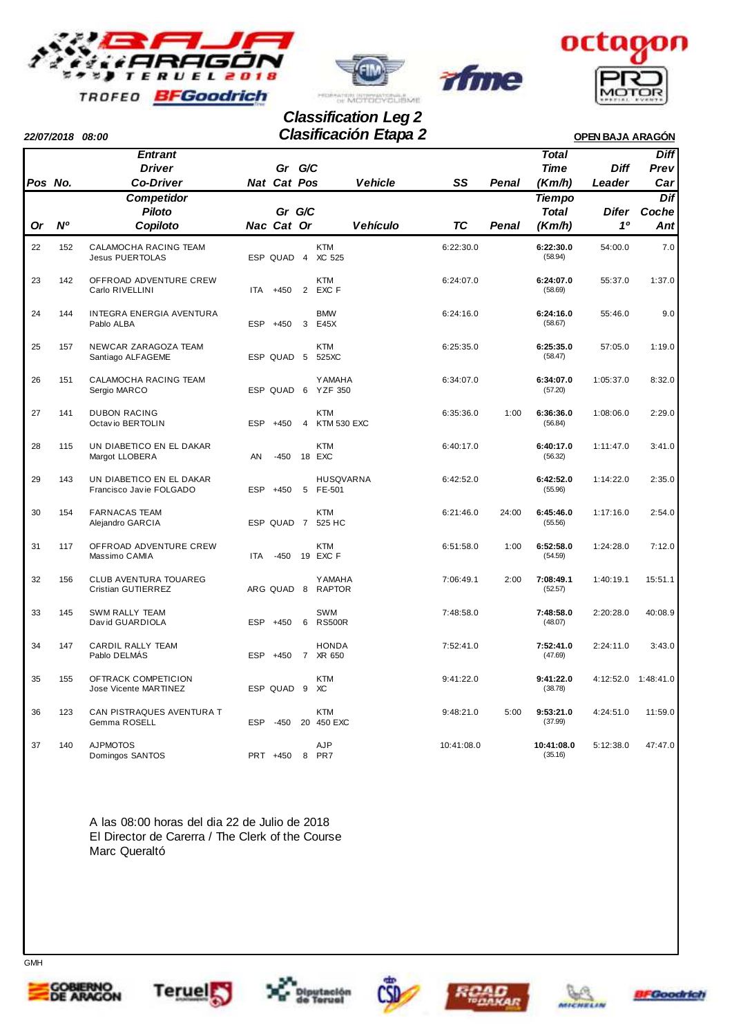## Classification Leg 2
## Clasificación Etapa 2

**22/07/2018 08:00**

**OPEN BAJA ARAGÓN**

| Pos / Or | No. / Nº | Entrant / Driver / Co-Driver — Competidor / Piloto / Copiloto | Nat / Nac | Gr Cat | G/C Pos / Or | Vehicle / Vehículo | SS / TC | Penal | Total Time (Km/h) / Tiempo Total (Km/h) | Diff Leader / Difer 1º | Diff Prev Car / Dif Coche Ant |
|---|---|---|---|---|---|---|---|---|---|---|---|
| 22 | 152 | CALAMOCHA RACING TEAM<br>Jesus PUERTOLAS | ESP | QUAD | 4 | KTM<br>XC 525 | 6:22:30.0 | | **6:22:30.0**<br>(58.94) | 54:00.0 | 7.0 |
| 23 | 142 | OFFROAD ADVENTURE CREW<br>Carlo RIVELLINI | ITA | +450 | 2 | KTM<br>EXC F | 6:24:07.0 | | **6:24:07.0**<br>(58.69) | 55:37.0 | 1:37.0 |
| 24 | 144 | INTEGRA ENERGIA AVENTURA<br>Pablo ALBA | ESP | +450 | 3 | BMW<br>E45X | 6:24:16.0 | | **6:24:16.0**<br>(58.67) | 55:46.0 | 9.0 |
| 25 | 157 | NEWCAR ZARAGOZA TEAM<br>Santiago ALFAGEME | ESP | QUAD | 5 | KTM<br>525XC | 6:25:35.0 | | **6:25:35.0**<br>(58.47) | 57:05.0 | 1:19.0 |
| 26 | 151 | CALAMOCHA RACING TEAM<br>Sergio MARCO | ESP | QUAD | 6 | YAMAHA<br>YZF 350 | 6:34:07.0 | | **6:34:07.0**<br>(57.20) | 1:05:37.0 | 8:32.0 |
| 27 | 141 | DUBON RACING<br>Octavio BERTOLIN | ESP | +450 | 4 | KTM<br>KTM 530 EXC | 6:35:36.0 | 1:00 | **6:36:36.0**<br>(56.84) | 1:08:06.0 | 2:29.0 |
| 28 | 115 | UN DIABETICO EN EL DAKAR<br>Margot LLOBERA | AN | -450 | 18 | KTM<br>EXC | 6:40:17.0 | | **6:40:17.0**<br>(56.32) | 1:11:47.0 | 3:41.0 |
| 29 | 143 | UN DIABETICO EN EL DAKAR<br>Francisco Javie FOLGADO | ESP | +450 | 5 | HUSQVARNA<br>FE-501 | 6:42:52.0 | | **6:42:52.0**<br>(55.96) | 1:14:22.0 | 2:35.0 |
| 30 | 154 | FARNACAS TEAM<br>Alejandro GARCIA | ESP | QUAD | 7 | KTM<br>525 HC | 6:21:46.0 | 24:00 | **6:45:46.0**<br>(55.56) | 1:17:16.0 | 2:54.0 |
| 31 | 117 | OFFROAD ADVENTURE CREW<br>Massimo CAMIA | ITA | -450 | 19 | KTM<br>EXC F | 6:51:58.0 | 1:00 | **6:52:58.0**<br>(54.59) | 1:24:28.0 | 7:12.0 |
| 32 | 156 | CLUB AVENTURA TOUAREG<br>Cristian GUTIERREZ | ARG | QUAD | 8 | YAMAHA<br>RAPTOR | 7:06:49.1 | 2:00 | **7:08:49.1**<br>(52.57) | 1:40:19.1 | 15:51.1 |
| 33 | 145 | SWM RALLY TEAM<br>David GUARDIOLA | ESP | +450 | 6 | SWM<br>RS500R | 7:48:58.0 | | **7:48:58.0**<br>(48.07) | 2:20:28.0 | 40:08.9 |
| 34 | 147 | CARDIL RALLY TEAM<br>Pablo DELMÁS | ESP | +450 | 7 | HONDA<br>XR 650 | 7:52:41.0 | | **7:52:41.0**<br>(47.69) | 2:24:11.0 | 3:43.0 |
| 35 | 155 | OFTRACK COMPETICION<br>Jose Vicente MARTINEZ | ESP | QUAD | 9 | KTM<br>XC | 9:41:22.0 | | **9:41:22.0**<br>(38.78) | 4:12:52.0 | 1:48:41.0 |
| 36 | 123 | CAN PISTRAQUES AVENTURA T<br>Gemma ROSELL | ESP | -450 | 20 | KTM<br>450 EXC | 9:48:21.0 | 5:00 | **9:53:21.0**<br>(37.99) | 4:24:51.0 | 11:59.0 |
| 37 | 140 | AJPMOTOS<br>Domingos SANTOS | PRT | +450 | 8 | AJP<br>PR7 | 10:41:08.0 | | **10:41:08.0**<br>(35.16) | 5:12:38.0 | 47:47.0 |

A las 08:00 horas del dia 22 de Julio de 2018
El Director de Carrera / The Clerk of the Course
Marc Queraltó

GMH